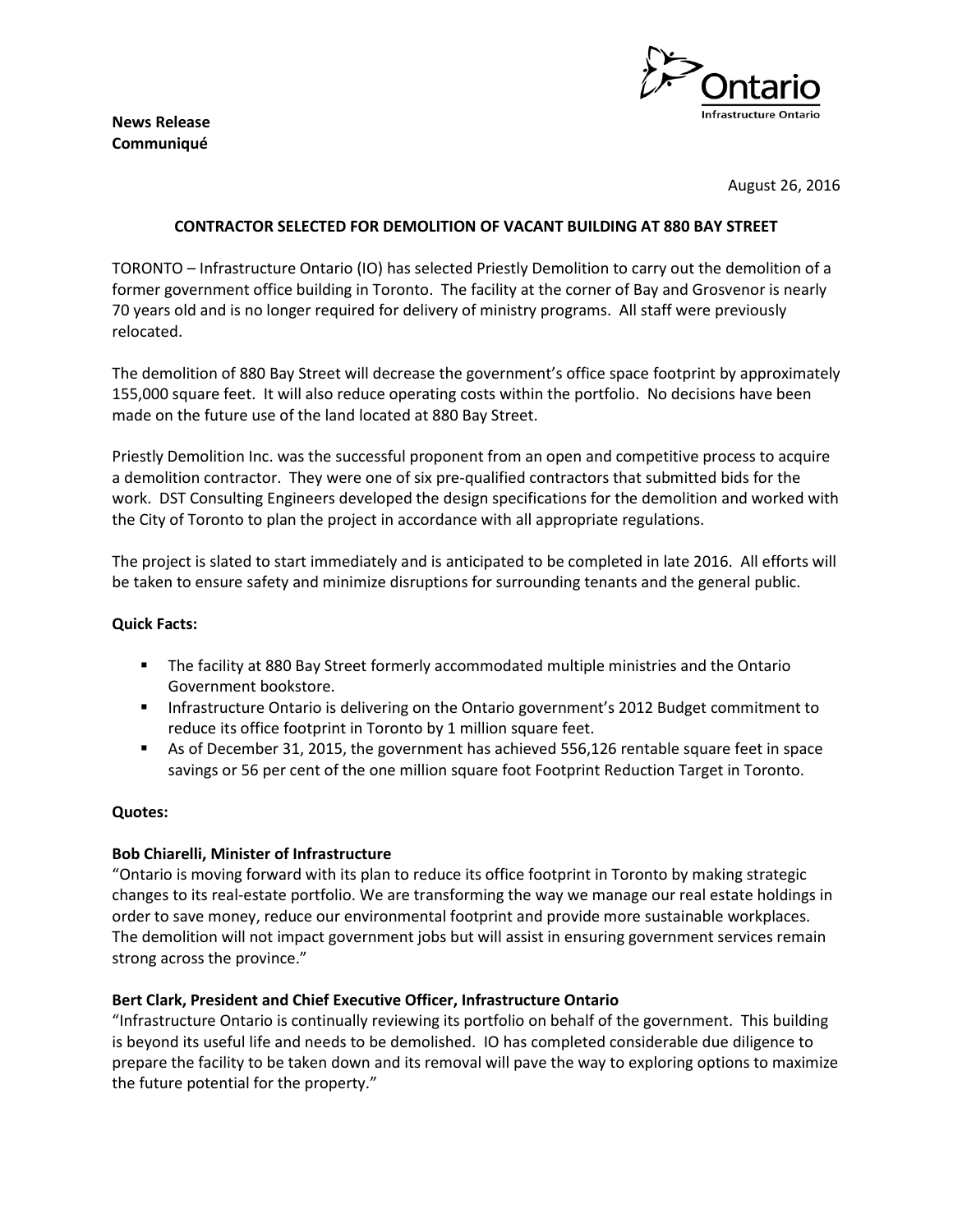**News Release**
**Communiqué**

Ontario
Infrastructure Ontario

August 26, 2016

**CONTRACTOR SELECTED FOR DEMOLITION OF VACANT BUILDING AT 880 BAY STREET**

TORONTO – Infrastructure Ontario (IO) has selected Priestly Demolition to carry out the demolition of a former government office building in Toronto. The facility at the corner of Bay and Grosvenor is nearly 70 years old and is no longer required for delivery of ministry programs. All staff were previously relocated.

The demolition of 880 Bay Street will decrease the government's office space footprint by approximately 155,000 square feet. It will also reduce operating costs within the portfolio. No decisions have been made on the future use of the land located at 880 Bay Street.

Priestly Demolition Inc. was the successful proponent from an open and competitive process to acquire a demolition contractor. They were one of six pre-qualified contractors that submitted bids for the work. DST Consulting Engineers developed the design specifications for the demolition and worked with the City of Toronto to plan the project in accordance with all appropriate regulations.

The project is slated to start immediately and is anticipated to be completed in late 2016. All efforts will be taken to ensure safety and minimize disruptions for surrounding tenants and the general public.

**Quick Facts:**

- The facility at 880 Bay Street formerly accommodated multiple ministries and the Ontario Government bookstore.
- Infrastructure Ontario is delivering on the Ontario government's 2012 Budget commitment to reduce its office footprint in Toronto by 1 million square feet.
- As of December 31, 2015, the government has achieved 556,126 rentable square feet in space savings or 56 per cent of the one million square foot Footprint Reduction Target in Toronto.

**Quotes:**

**Bob Chiarelli, Minister of Infrastructure**
"Ontario is moving forward with its plan to reduce its office footprint in Toronto by making strategic changes to its real-estate portfolio. We are transforming the way we manage our real estate holdings in order to save money, reduce our environmental footprint and provide more sustainable workplaces. The demolition will not impact government jobs but will assist in ensuring government services remain strong across the province."

**Bert Clark, President and Chief Executive Officer, Infrastructure Ontario**
"Infrastructure Ontario is continually reviewing its portfolio on behalf of the government. This building is beyond its useful life and needs to be demolished. IO has completed considerable due diligence to prepare the facility to be taken down and its removal will pave the way to exploring options to maximize the future potential for the property."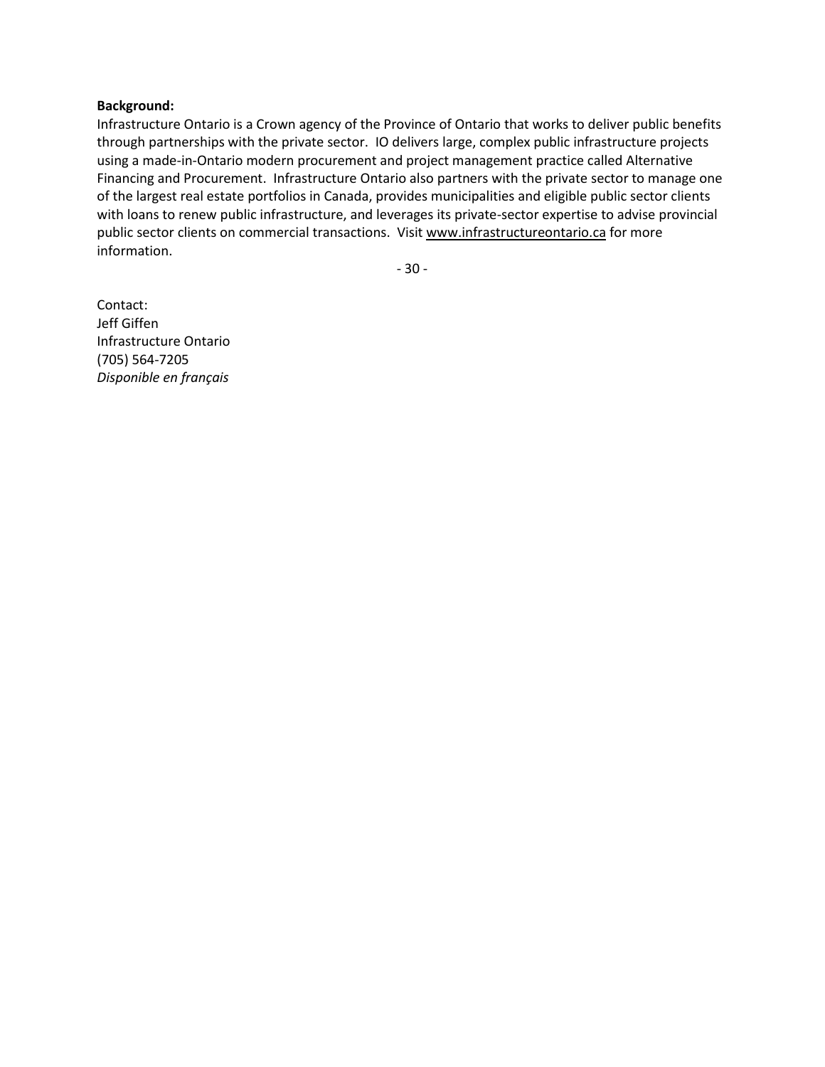**Background:**
Infrastructure Ontario is a Crown agency of the Province of Ontario that works to deliver public benefits through partnerships with the private sector. IO delivers large, complex public infrastructure projects using a made-in-Ontario modern procurement and project management practice called Alternative Financing and Procurement. Infrastructure Ontario also partners with the private sector to manage one of the largest real estate portfolios in Canada, provides municipalities and eligible public sector clients with loans to renew public infrastructure, and leverages its private-sector expertise to advise provincial public sector clients on commercial transactions. Visit www.infrastructureontario.ca for more information.

- 30 -

Contact:
Jeff Giffen
Infrastructure Ontario
(705) 564-7205
*Disponible en français*